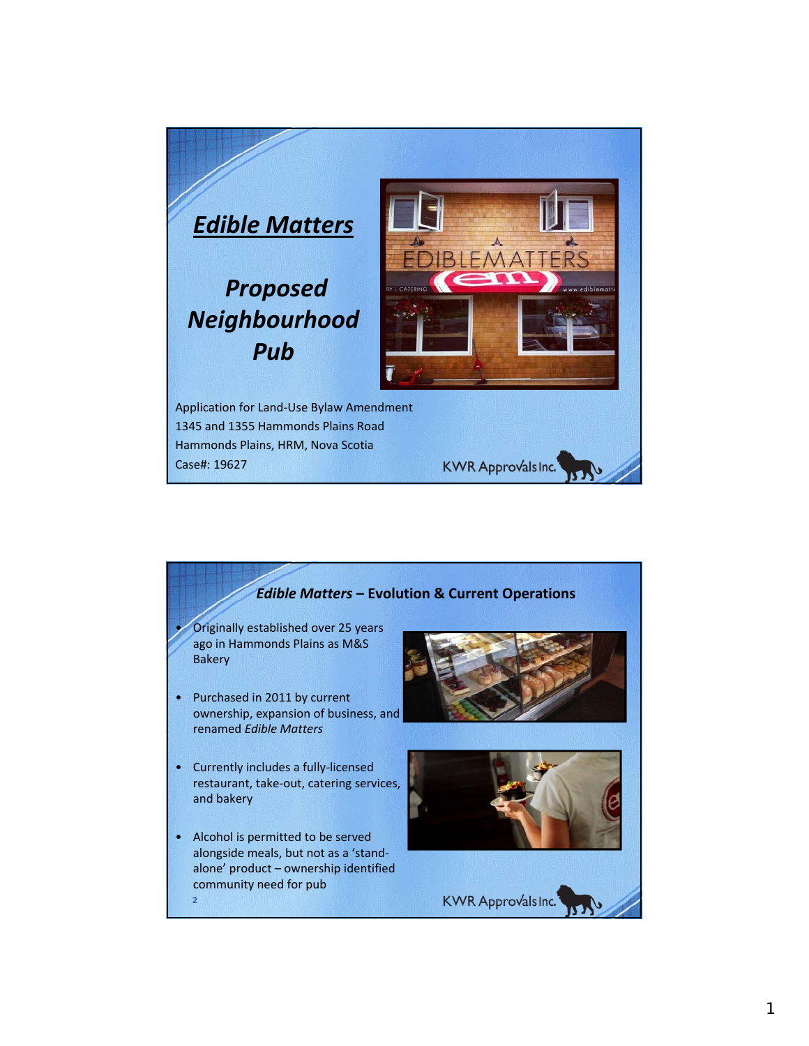# *Edible Matters*

## *Proposed Neighbourhood Pub*

Application for Land-Use Bylaw Amendment
1345 and 1355 Hammonds Plains Road
Hammonds Plains, HRM, Nova Scotia
Case#: 19627

KWR Approvals Inc.

## *Edible Matters* – Evolution & Current Operations

- Originally established over 25 years ago in Hammonds Plains as M&S Bakery
- Purchased in 2011 by current ownership, expansion of business, and renamed *Edible Matters*
- Currently includes a fully-licensed restaurant, take-out, catering services, and bakery
- Alcohol is permitted to be served alongside meals, but not as a 'stand-alone' product – ownership identified community need for pub

KWR Approvals Inc.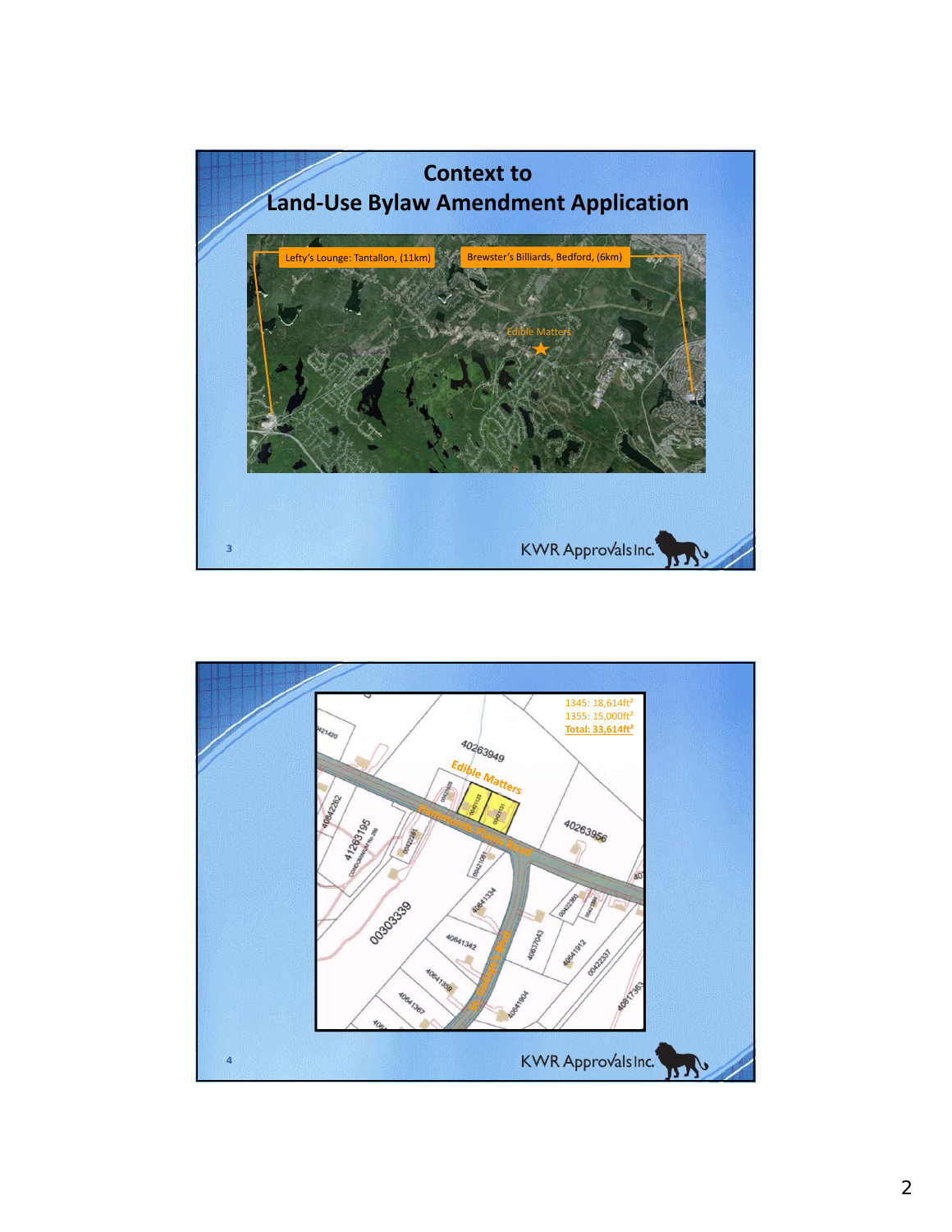# Context to Land-Use Bylaw Amendment Application

Lefty's Lounge: Tantallon, (11km)

Brewster's Billiards, Bedford, (6km)

Edible Matters

KWR Approvals Inc.

---

1345: 18,614ft²
1355: 15,000ft²
**Total: 33,614ft²**

Edible Matters

Hammonds Plains Road

St. George's Blvd.

40263949

40263956

00303339

41263195

40642262

40641334

40641342

40641359

40641367

40637043

40641912

40641904

00422337

40817363

KWR Approvals Inc.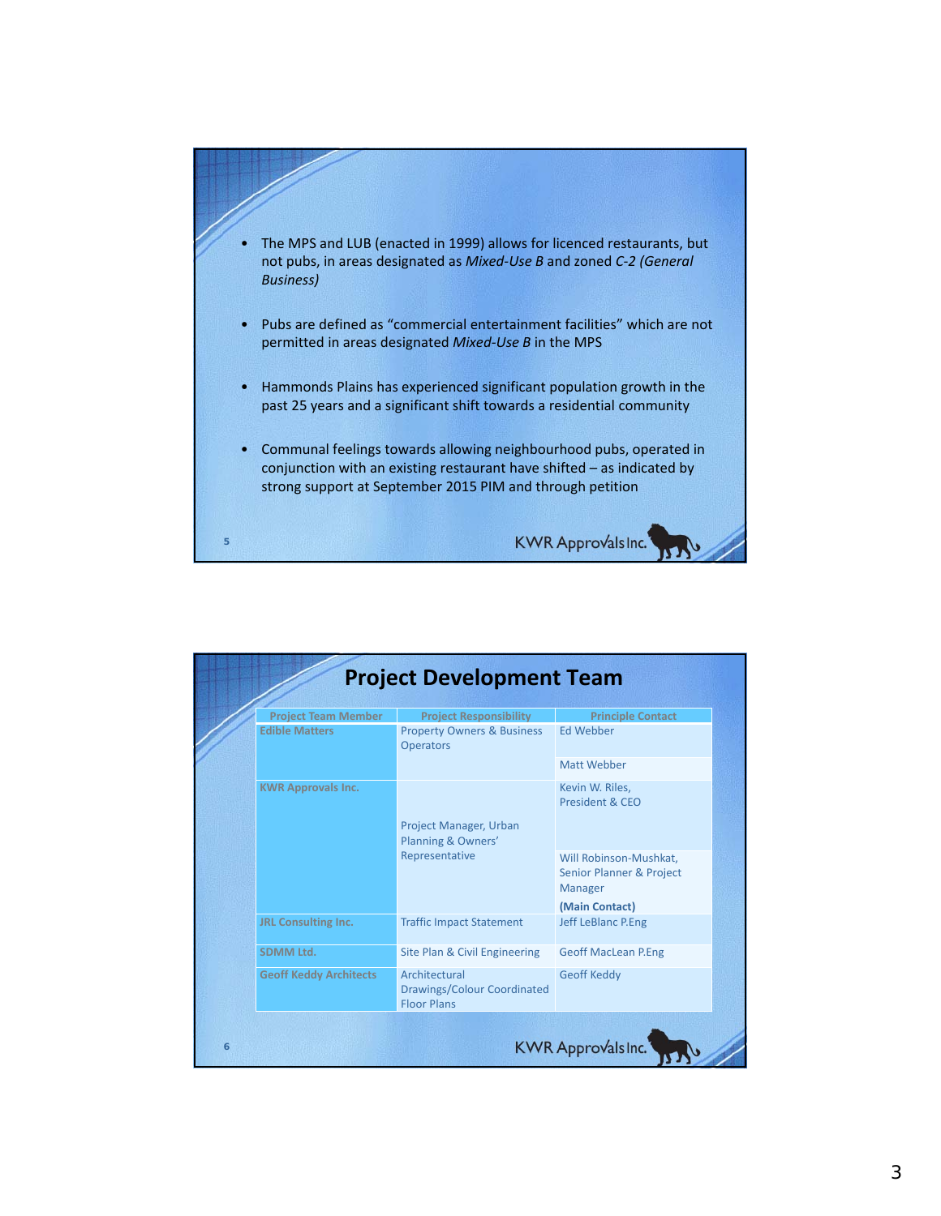- The MPS and LUB (enacted in 1999) allows for licenced restaurants, but not pubs, in areas designated as *Mixed-Use B* and zoned *C-2 (General Business)*

- Pubs are defined as "commercial entertainment facilities" which are not permitted in areas designated *Mixed-Use B* in the MPS

- Hammonds Plains has experienced significant population growth in the past 25 years and a significant shift towards a residential community

- Communal feelings towards allowing neighbourhood pubs, operated in conjunction with an existing restaurant have shifted – as indicated by strong support at September 2015 PIM and through petition

KWR Approvals Inc.

## Project Development Team

| Project Team Member | Project Responsibility | Principle Contact |
|---|---|---|
| Edible Matters | Property Owners & Business Operators | Ed Webber |
| | | Matt Webber |
| KWR Approvals Inc. | Project Manager, Urban Planning & Owners' Representative | Kevin W. Riles, President & CEO |
| | | Will Robinson-Mushkat, Senior Planner & Project Manager **(Main Contact)** |
| JRL Consulting Inc. | Traffic Impact Statement | Jeff LeBlanc P.Eng |
| SDMM Ltd. | Site Plan & Civil Engineering | Geoff MacLean P.Eng |
| Geoff Keddy Architects | Architectural Drawings/Colour Coordinated Floor Plans | Geoff Keddy |

KWR Approvals Inc.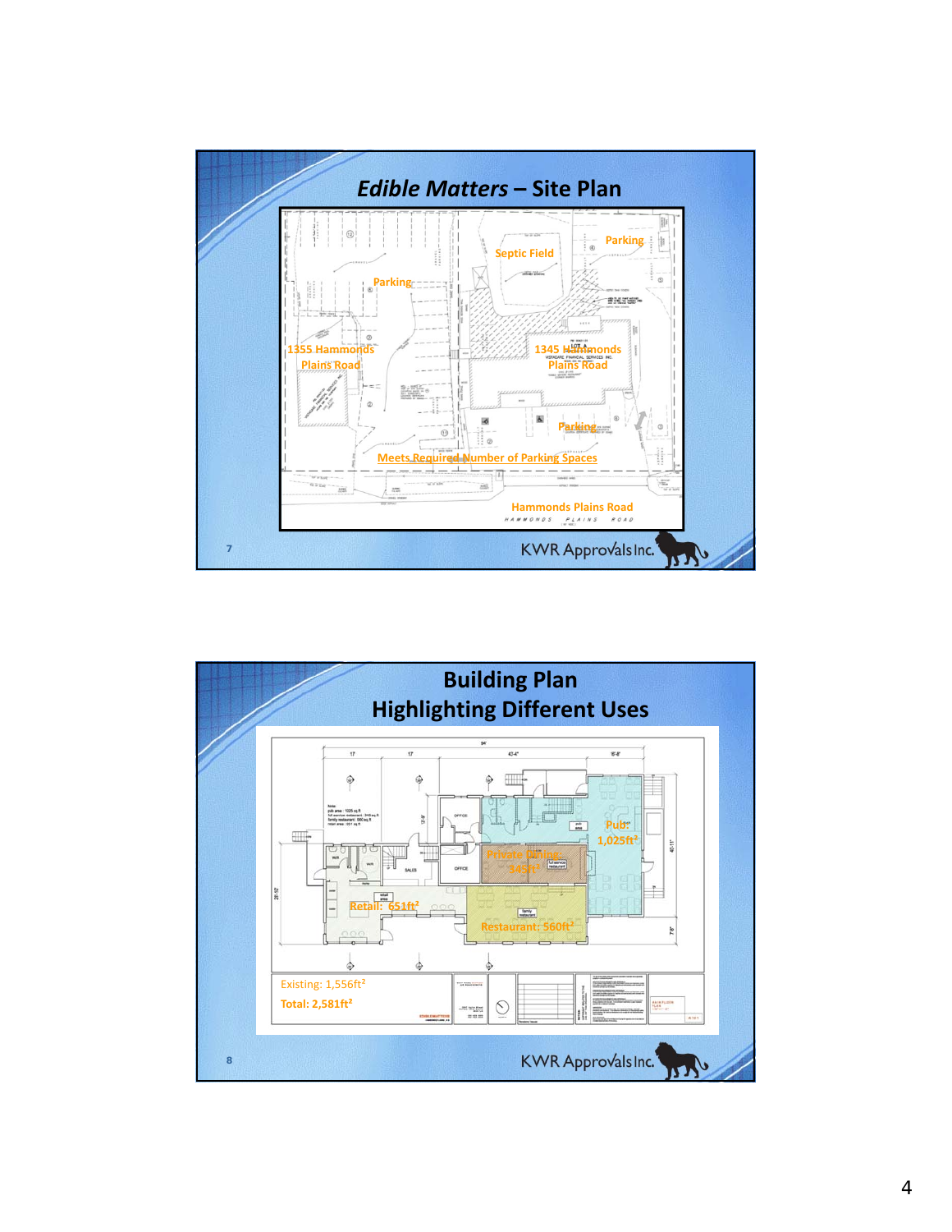## *Edible Matters* – Site Plan

Septic Field

Parking

Parking

1355 Hammonds Plains Road

1345 Hammonds Plains Road

Parking

Meets Required Number of Parking Spaces

Hammonds Plains Road

KWR Approvals Inc.

## Building Plan Highlighting Different Uses

Pub: 1,025ft²

Private Dining 345ft²

Retail: 651ft²

Restaurant: 560ft²

Existing: 1,556ft²

Total: 2,581ft²

KWR Approvals Inc.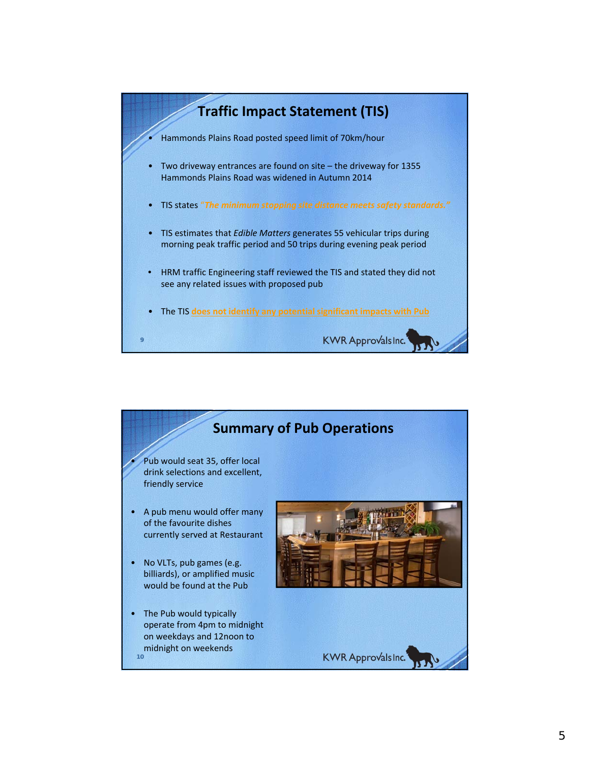## Traffic Impact Statement (TIS)

- Hammonds Plains Road posted speed limit of 70km/hour
- Two driveway entrances are found on site – the driveway for 1355 Hammonds Plains Road was widened in Autumn 2014
- TIS states *"The minimum stopping site distance meets safety standards."*
- TIS estimates that *Edible Matters* generates 55 vehicular trips during morning peak traffic period and 50 trips during evening peak period
- HRM traffic Engineering staff reviewed the TIS and stated they did not see any related issues with proposed pub
- The TIS does not identify any potential significant impacts with Pub

KWR Approvals Inc.

## Summary of Pub Operations

- Pub would seat 35, offer local drink selections and excellent, friendly service
- A pub menu would offer many of the favourite dishes currently served at Restaurant
- No VLTs, pub games (e.g. billiards), or amplified music would be found at the Pub
- The Pub would typically operate from 4pm to midnight on weekdays and 12noon to midnight on weekends

KWR Approvals Inc.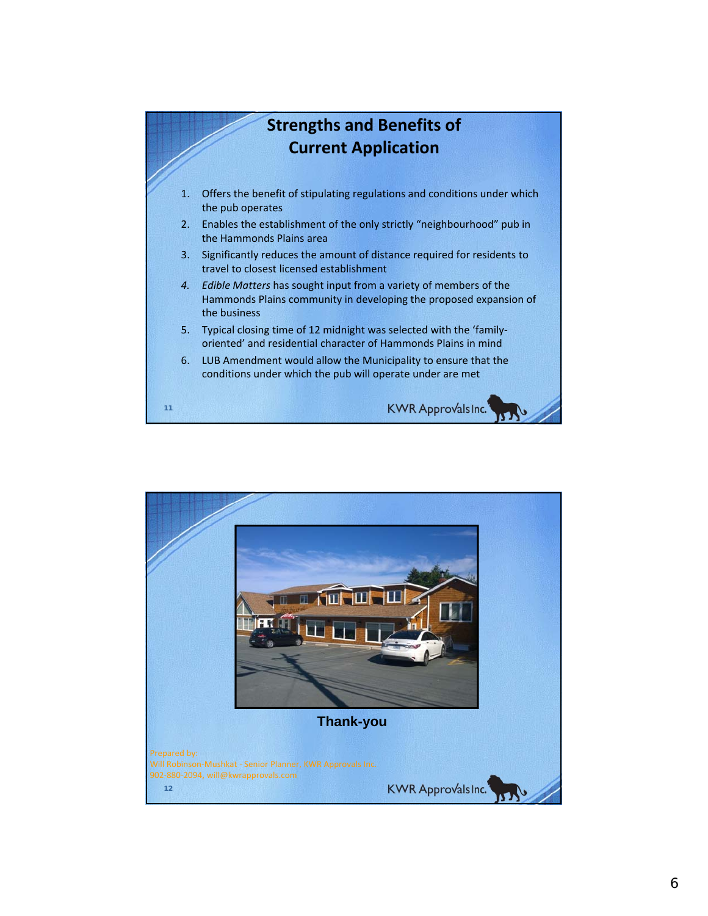## Strengths and Benefits of Current Application

1. Offers the benefit of stipulating regulations and conditions under which the pub operates
2. Enables the establishment of the only strictly "neighbourhood" pub in the Hammonds Plains area
3. Significantly reduces the amount of distance required for residents to travel to closest licensed establishment
4. *Edible Matters* has sought input from a variety of members of the Hammonds Plains community in developing the proposed expansion of the business
5. Typical closing time of 12 midnight was selected with the 'family-oriented' and residential character of Hammonds Plains in mind
6. LUB Amendment would allow the Municipality to ensure that the conditions under which the pub will operate under are met

KWR Approvals Inc.

**Thank-you**

Prepared by:
Will Robinson-Mushkat - Senior Planner, KWR Approvals Inc.
902-880-2094, will@kwrapprovals.com

KWR Approvals Inc.